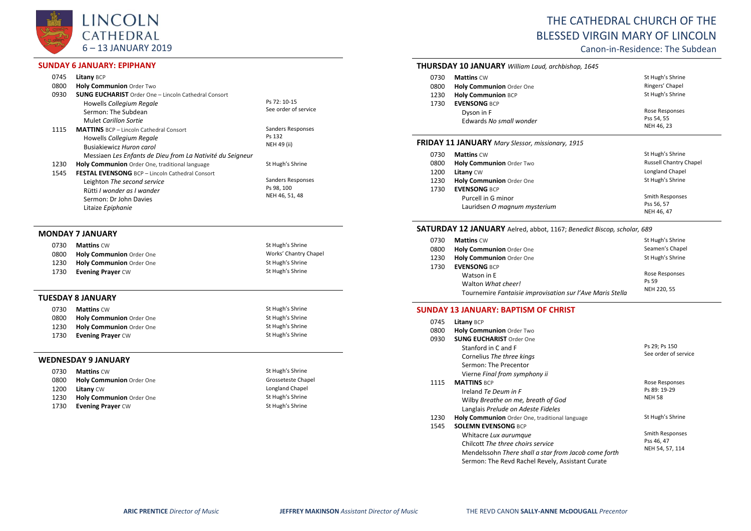# LINCOLN CATHEDRAL
6 – 13 JANUARY 2019

# THE CATHEDRAL CHURCH OF THE BLESSED VIRGIN MARY OF LINCOLN

Canon-in-Residence: The Subdean

## SUNDAY 6 JANUARY: EPIPHANY

| | | |
|---|---|---|
| 0745 | **Litany** BCP | |
| 0800 | **Holy Communion** Order Two | |
| 0930 | **SUNG EUCHARIST** Order One – Lincoln Cathedral Consort | |
| | Howells *Collegium Regale* | Ps 72: 10-15 |
| | Sermon: The Subdean | See order of service |
| | Mulet *Carillon Sortie* | |
| 1115 | **MATTINS** BCP – Lincoln Cathedral Consort | Sanders Responses |
| | Howells *Collegium Regale* | Ps 132 |
| | Busiakiewicz *Huron carol* | NEH 49 (ii) |
| | Messiaen *Les Enfants de Dieu from La Nativité du Seigneur* | |
| 1230 | **Holy Communion** Order One, traditional language | St Hugh's Shrine |
| 1545 | **FESTAL EVENSONG** BCP – Lincoln Cathedral Consort | |
| | Leighton *The second service* | Sanders Responses |
| | Rütti *I wonder as I wander* | Ps 98, 100 |
| | Sermon: Dr John Davies | NEH 46, 51, 48 |
| | Litaize *Epiphanie* | |

## MONDAY 7 JANUARY

| | | |
|---|---|---|
| 0730 | **Mattins** CW | St Hugh's Shrine |
| 0800 | **Holy Communion** Order One | Works' Chantry Chapel |
| 1230 | **Holy Communion** Order One | St Hugh's Shrine |
| 1730 | **Evening Prayer** CW | St Hugh's Shrine |

## TUESDAY 8 JANUARY

| | | |
|---|---|---|
| 0730 | **Mattins** CW | St Hugh's Shrine |
| 0800 | **Holy Communion** Order One | St Hugh's Shrine |
| 1230 | **Holy Communion** Order One | St Hugh's Shrine |
| 1730 | **Evening Prayer** CW | St Hugh's Shrine |

## WEDNESDAY 9 JANUARY

| | | |
|---|---|---|
| 0730 | **Mattins** CW | St Hugh's Shrine |
| 0800 | **Holy Communion** Order One | Grosseteste Chapel |
| 1200 | **Litany** CW | Longland Chapel |
| 1230 | **Holy Communion** Order One | St Hugh's Shrine |
| 1730 | **Evening Prayer** CW | St Hugh's Shrine |

## THURSDAY 10 JANUARY *William Laud, archbishop, 1645*

| | | |
|---|---|---|
| 0730 | **Mattins** CW | St Hugh's Shrine |
| 0800 | **Holy Communion** Order One | Ringers' Chapel |
| 1230 | **Holy Communion** BCP | St Hugh's Shrine |
| 1730 | **EVENSONG** BCP | |
| | Dyson in F | Rose Responses |
| | Edwards *No small wonder* | Pss 54, 55 |
| | | NEH 46, 23 |

## FRIDAY 11 JANUARY *Mary Slessor, missionary, 1915*

| | | |
|---|---|---|
| 0730 | **Mattins** CW | St Hugh's Shrine |
| 0800 | **Holy Communion** Order Two | Russell Chantry Chapel |
| 1200 | **Litany** CW | Longland Chapel |
| 1230 | **Holy Communion** Order One | St Hugh's Shrine |
| 1730 | **EVENSONG** BCP | |
| | Purcell in G minor | Smith Responses |
| | Lauridsen *O magnum mysterium* | Pss 56, 57 |
| | | NEH 46, 47 |

## SATURDAY 12 JANUARY Aelred, abbot, 1167; *Benedict Biscop, scholar, 689*

| | | |
|---|---|---|
| 0730 | **Mattins** CW | St Hugh's Shrine |
| 0800 | **Holy Communion** Order One | Seamen's Chapel |
| 1230 | **Holy Communion** Order One | St Hugh's Shrine |
| 1730 | **EVENSONG** BCP | |
| | Watson in E | Rose Responses |
| | Walton *What cheer!* | Ps 59 |
| | Tournemire *Fantaisie improvisation sur l'Ave Maris Stella* | NEH 220, 55 |

## SUNDAY 13 JANUARY: BAPTISM OF CHRIST

| | | |
|---|---|---|
| 0745 | **Litany** BCP | |
| 0800 | **Holy Communion** Order Two | |
| 0930 | **SUNG EUCHARIST** Order One | |
| | Stanford in C and F | Ps 29; Ps 150 |
| | Cornelius *The three kings* | See order of service |
| | Sermon: The Precentor | |
| | Vierne *Final from symphony ii* | |
| 1115 | **MATTINS** BCP | Rose Responses |
| | Ireland *Te Deum in F* | Ps 89: 19-29 |
| | Wilby *Breathe on me, breath of God* | NEH 58 |
| | Langlais *Prelude on Adeste Fideles* | |
| 1230 | **Holy Communion** Order One, traditional language | St Hugh's Shrine |
| 1545 | **SOLEMN EVENSONG** BCP | |
| | Whitacre *Lux aurumque* | Smith Responses |
| | Chilcott *The three choirs service* | Pss 46, 47 |
| | Mendelssohn *There shall a star from Jacob come forth* | NEH 54, 57, 114 |
| | Sermon: The Revd Rachel Revely, Assistant Curate | |

**ARIC PRENTICE** *Director of Music* — **JEFFREY MAKINSON** *Assistant Director of Music* — THE REVD CANON **SALLY-ANNE McDOUGALL** *Precentor*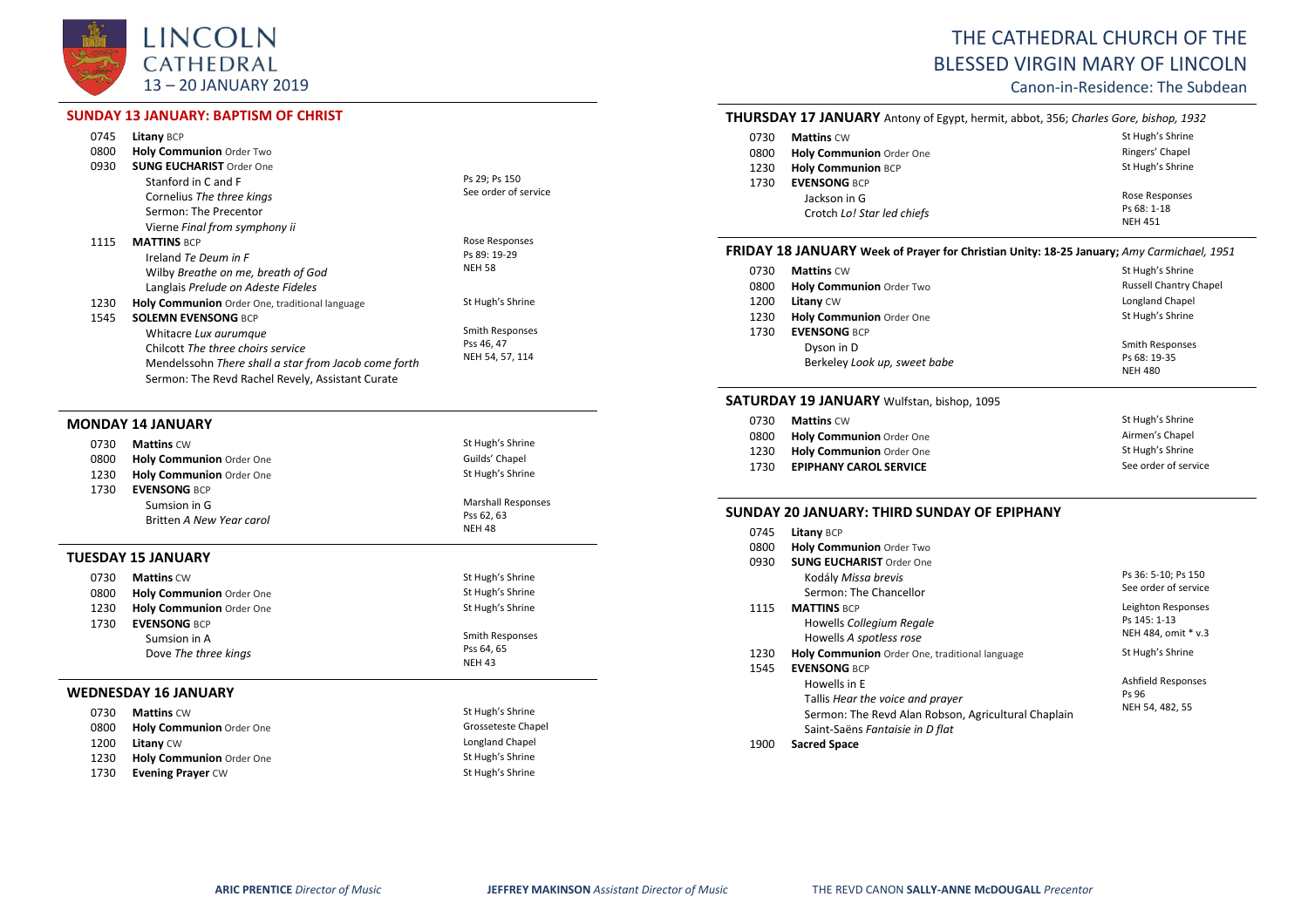# LINCOLN CATHEDRAL

13 – 20 JANUARY 2019

# THE CATHEDRAL CHURCH OF THE BLESSED VIRGIN MARY OF LINCOLN

Canon-in-Residence: The Subdean

## SUNDAY 13 JANUARY: BAPTISM OF CHRIST

| | | |
|---|---|---|
| 0745 | **Litany** BCP | |
| 0800 | **Holy Communion** Order Two | |
| 0930 | **SUNG EUCHARIST** Order One | |
| | Stanford in C and F | Ps 29; Ps 150 |
| | Cornelius *The three kings* | See order of service |
| | Sermon: The Precentor | |
| | Vierne *Final from symphony ii* | |
| 1115 | **MATTINS** BCP | Rose Responses |
| | Ireland *Te Deum in F* | Ps 89: 19-29 |
| | Wilby *Breathe on me, breath of God* | NEH 58 |
| | Langlais *Prelude on Adeste Fideles* | |
| 1230 | **Holy Communion** Order One, traditional language | St Hugh's Shrine |
| 1545 | **SOLEMN EVENSONG** BCP | |
| | Whitacre *Lux aurumque* | Smith Responses |
| | Chilcott *The three choirs service* | Pss 46, 47 |
| | Mendelssohn *There shall a star from Jacob come forth* | NEH 54, 57, 114 |
| | Sermon: The Revd Rachel Revely, Assistant Curate | |

## MONDAY 14 JANUARY

| | | |
|---|---|---|
| 0730 | **Mattins** CW | St Hugh's Shrine |
| 0800 | **Holy Communion** Order One | Guilds' Chapel |
| 1230 | **Holy Communion** Order One | St Hugh's Shrine |
| 1730 | **EVENSONG** BCP | |
| | Sumsion in G | Marshall Responses |
| | Britten *A New Year carol* | Pss 62, 63 |
| | | NEH 48 |

## TUESDAY 15 JANUARY

| | | |
|---|---|---|
| 0730 | **Mattins** CW | St Hugh's Shrine |
| 0800 | **Holy Communion** Order One | St Hugh's Shrine |
| 1230 | **Holy Communion** Order One | St Hugh's Shrine |
| 1730 | **EVENSONG** BCP | |
| | Sumsion in A | Smith Responses |
| | Dove *The three kings* | Pss 64, 65 |
| | | NEH 43 |

## WEDNESDAY 16 JANUARY

| | | |
|---|---|---|
| 0730 | **Mattins** CW | St Hugh's Shrine |
| 0800 | **Holy Communion** Order One | Grosseteste Chapel |
| 1200 | **Litany** CW | Longland Chapel |
| 1230 | **Holy Communion** Order One | St Hugh's Shrine |
| 1730 | **Evening Prayer** CW | St Hugh's Shrine |

## THURSDAY 17 JANUARY Antony of Egypt, hermit, abbot, 356; *Charles Gore, bishop, 1932*

| | | |
|---|---|---|
| 0730 | **Mattins** CW | St Hugh's Shrine |
| 0800 | **Holy Communion** Order One | Ringers' Chapel |
| 1230 | **Holy Communion** BCP | St Hugh's Shrine |
| 1730 | **EVENSONG** BCP | |
| | Jackson in G | Rose Responses |
| | Crotch *Lo! Star led chiefs* | Ps 68: 1-18 |
| | | NEH 451 |

## FRIDAY 18 JANUARY Week of Prayer for Christian Unity: 18-25 January; *Amy Carmichael, 1951*

| | | |
|---|---|---|
| 0730 | **Mattins** CW | St Hugh's Shrine |
| 0800 | **Holy Communion** Order Two | Russell Chantry Chapel |
| 1200 | **Litany** CW | Longland Chapel |
| 1230 | **Holy Communion** Order One | St Hugh's Shrine |
| 1730 | **EVENSONG** BCP | |
| | Dyson in D | Smith Responses |
| | Berkeley *Look up, sweet babe* | Ps 68: 19-35 |
| | | NEH 480 |

## SATURDAY 19 JANUARY Wulfstan, bishop, 1095

| | | |
|---|---|---|
| 0730 | **Mattins** CW | St Hugh's Shrine |
| 0800 | **Holy Communion** Order One | Airmen's Chapel |
| 1230 | **Holy Communion** Order One | St Hugh's Shrine |
| 1730 | **EPIPHANY CAROL SERVICE** | See order of service |

## SUNDAY 20 JANUARY: THIRD SUNDAY OF EPIPHANY

| | | |
|---|---|---|
| 0745 | **Litany** BCP | |
| 0800 | **Holy Communion** Order Two | |
| 0930 | **SUNG EUCHARIST** Order One | |
| | Kodály *Missa brevis* | Ps 36: 5-10; Ps 150 |
| | Sermon: The Chancellor | See order of service |
| 1115 | **MATTINS** BCP | Leighton Responses |
| | Howells *Collegium Regale* | Ps 145: 1-13 |
| | Howells *A spotless rose* | NEH 484, omit * v.3 |
| 1230 | **Holy Communion** Order One, traditional language | St Hugh's Shrine |
| 1545 | **EVENSONG** BCP | |
| | Howells in E | Ashfield Responses |
| | Tallis *Hear the voice and prayer* | Ps 96 |
| | Sermon: The Revd Alan Robson, Agricultural Chaplain | NEH 54, 482, 55 |
| | Saint-Saëns *Fantaisie in D flat* | |
| 1900 | **Sacred Space** | |

**ARIC PRENTICE** *Director of Music* **JEFFREY MAKINSON** *Assistant Director of Music* THE REVD CANON **SALLY-ANNE McDOUGALL** *Precentor*